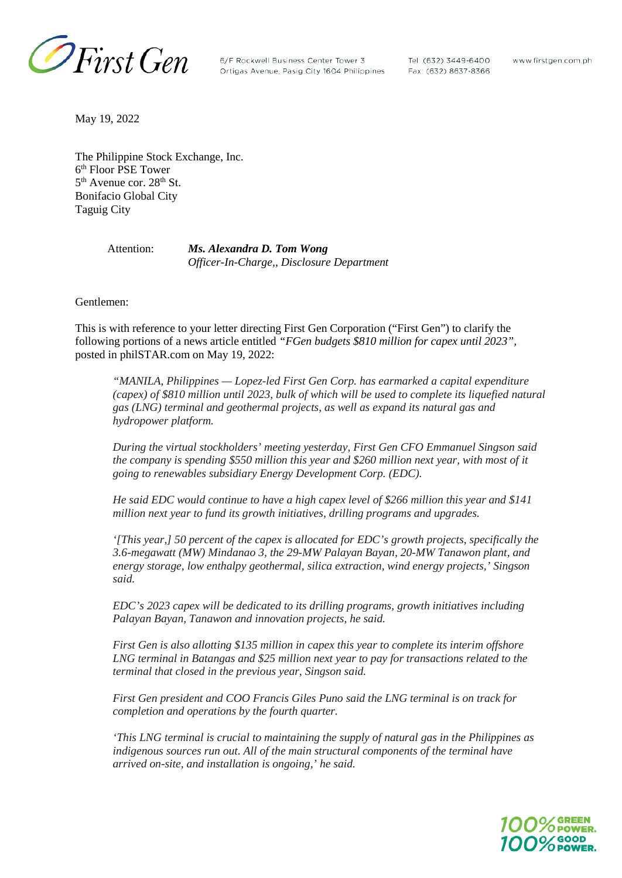May 19, 2022

The Philippine Stock Exchange, Inc.
6th Floor PSE Tower
5th Avenue cor. 28th St.
Bonifacio Global City
Taguig City

Attention: ***Ms. Alexandra D. Tom Wong***
*Officer-In-Charge,, Disclosure Department*

Gentlemen:

This is with reference to your letter directing First Gen Corporation ("First Gen") to clarify the following portions of a news article entitled *"FGen budgets $810 million for capex until 2023"*, posted in philSTAR.com on May 19, 2022:

> *"MANILA, Philippines — Lopez-led First Gen Corp. has earmarked a capital expenditure (capex) of $810 million until 2023, bulk of which will be used to complete its liquefied natural gas (LNG) terminal and geothermal projects, as well as expand its natural gas and hydropower platform.*
>
> *During the virtual stockholders' meeting yesterday, First Gen CFO Emmanuel Singson said the company is spending $550 million this year and $260 million next year, with most of it going to renewables subsidiary Energy Development Corp. (EDC).*
>
> *He said EDC would continue to have a high capex level of $266 million this year and $141 million next year to fund its growth initiatives, drilling programs and upgrades.*
>
> *'[This year,] 50 percent of the capex is allocated for EDC's growth projects, specifically the 3.6-megawatt (MW) Mindanao 3, the 29-MW Palayan Bayan, 20-MW Tanawon plant, and energy storage, low enthalpy geothermal, silica extraction, wind energy projects,' Singson said.*
>
> *EDC's 2023 capex will be dedicated to its drilling programs, growth initiatives including Palayan Bayan, Tanawon and innovation projects, he said.*
>
> *First Gen is also allotting $135 million in capex this year to complete its interim offshore LNG terminal in Batangas and $25 million next year to pay for transactions related to the terminal that closed in the previous year, Singson said.*
>
> *First Gen president and COO Francis Giles Puno said the LNG terminal is on track for completion and operations by the fourth quarter.*
>
> *'This LNG terminal is crucial to maintaining the supply of natural gas in the Philippines as indigenous sources run out. All of the main structural components of the terminal have arrived on-site, and installation is ongoing,' he said.*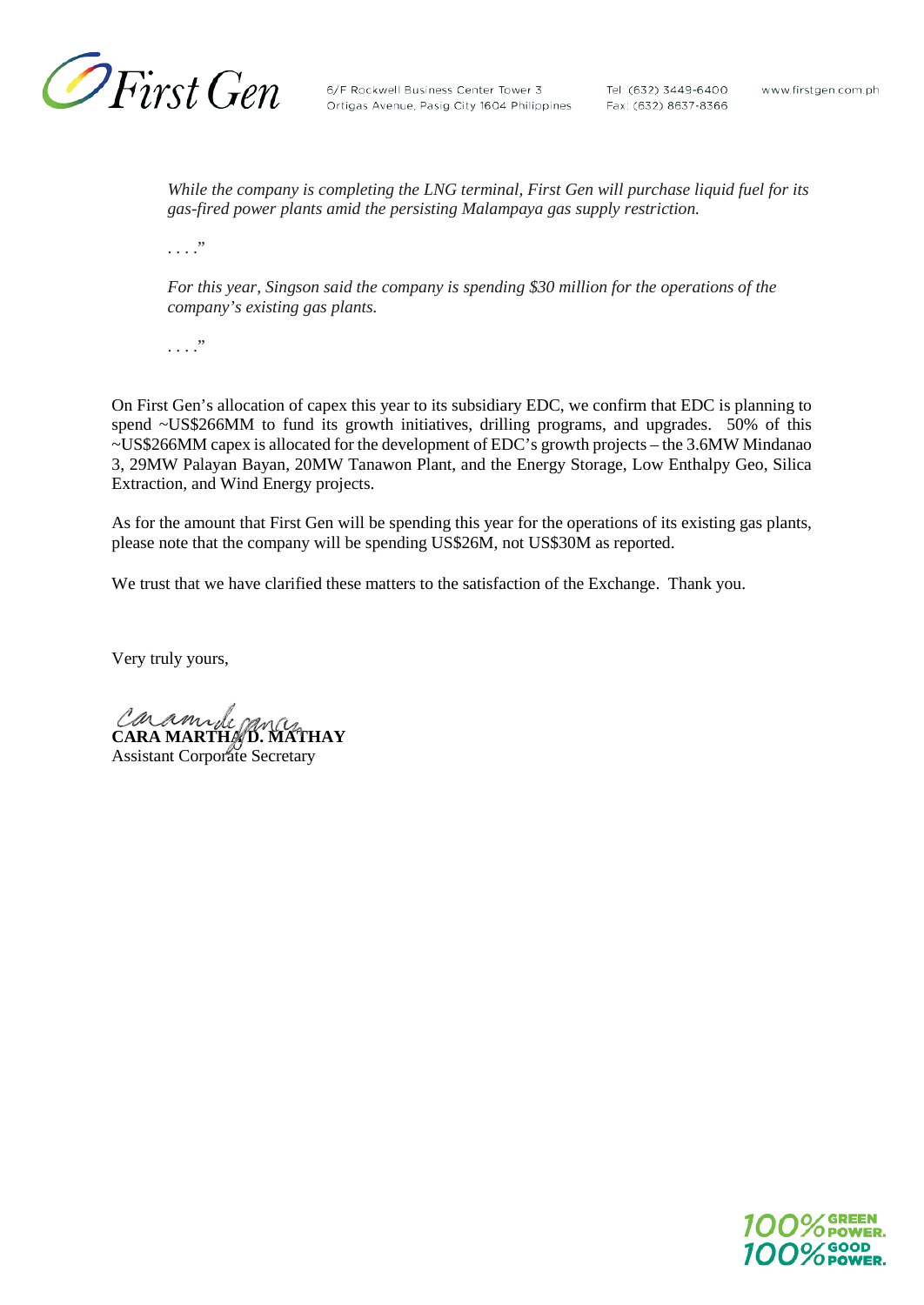*While the company is completing the LNG terminal, First Gen will purchase liquid fuel for its gas-fired power plants amid the persisting Malampaya gas supply restriction.*

. . . ."

*For this year, Singson said the company is spending $30 million for the operations of the company's existing gas plants.*

. . . ."

On First Gen's allocation of capex this year to its subsidiary EDC, we confirm that EDC is planning to spend ~US$266MM to fund its growth initiatives, drilling programs, and upgrades. 50% of this ~US$266MM capex is allocated for the development of EDC's growth projects – the 3.6MW Mindanao 3, 29MW Palayan Bayan, 20MW Tanawon Plant, and the Energy Storage, Low Enthalpy Geo, Silica Extraction, and Wind Energy projects.

As for the amount that First Gen will be spending this year for the operations of its existing gas plants, please note that the company will be spending US$26M, not US$30M as reported.

We trust that we have clarified these matters to the satisfaction of the Exchange. Thank you.

Very truly yours,

**CARA MARTHA D. MATHAY**
Assistant Corporate Secretary